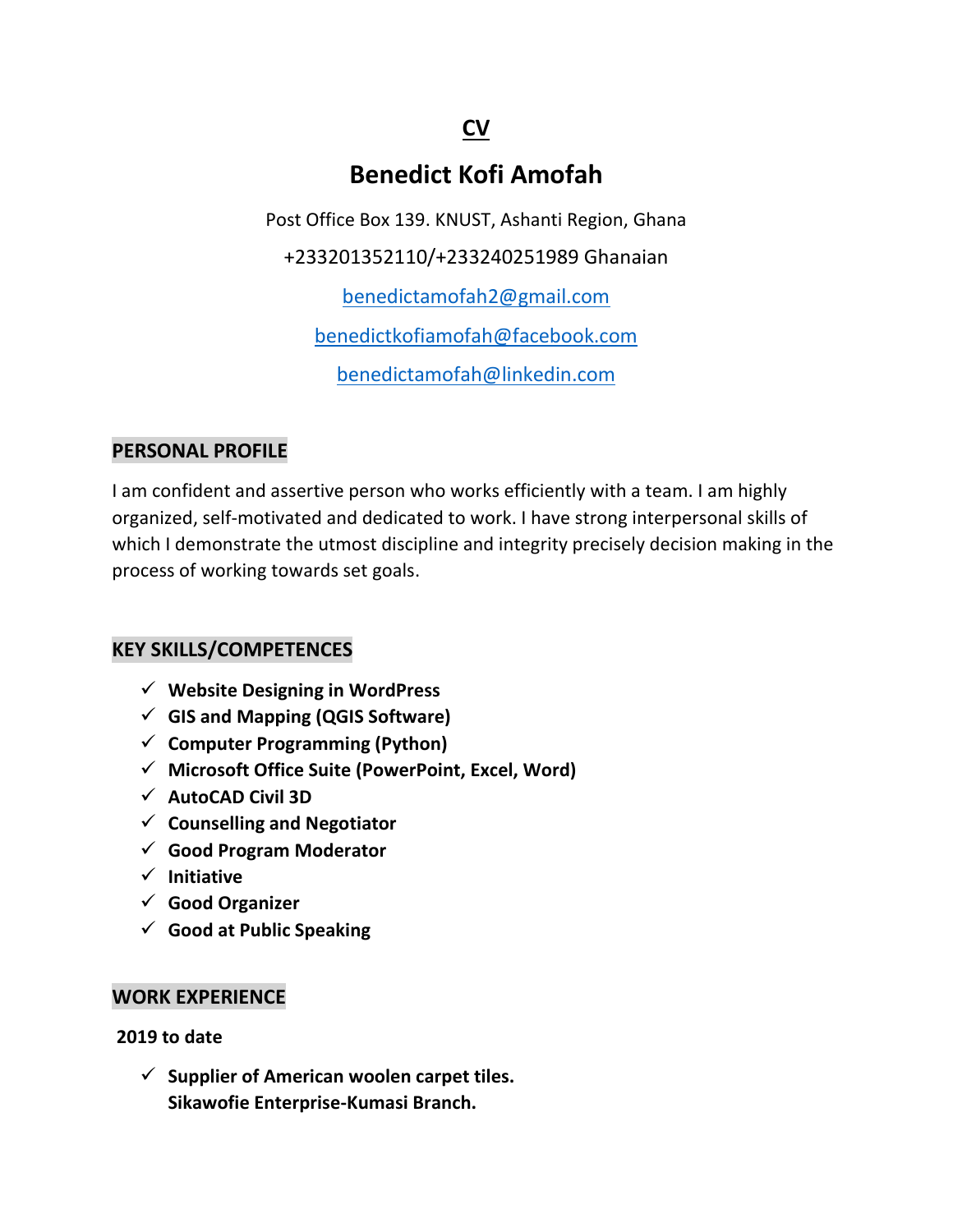# CV

## Benedict Kofi Amofah

Post Office Box 139. KNUST, Ashanti Region, Ghana

+233201352110/+233240251989 Ghanaian

benedictamofah2@gmail.com

benedictkofiamofah@facebook.com

benedictamofah@linkedin.com

### PERSONAL PROFILE

I am confident and assertive person who works efficiently with a team. I am highly organized, self-motivated and dedicated to work. I have strong interpersonal skills of which I demonstrate the utmost discipline and integrity precisely decision making in the process of working towards set goals.

### KEY SKILLS/COMPETENCES

- ✓ **Website Designing in WordPress**
- ✓ **GIS and Mapping (QGIS Software)**
- ✓ **Computer Programming (Python)**
- ✓ **Microsoft Office Suite (PowerPoint, Excel, Word)**
- ✓ **AutoCAD Civil 3D**
- ✓ **Counselling and Negotiator**
- ✓ **Good Program Moderator**
- ✓ **Initiative**
- ✓ **Good Organizer**
- ✓ **Good at Public Speaking**

### WORK EXPERIENCE

**2019 to date**

- ✓ **Supplier of American woolen carpet tiles.**
  **Sikawofie Enterprise-Kumasi Branch.**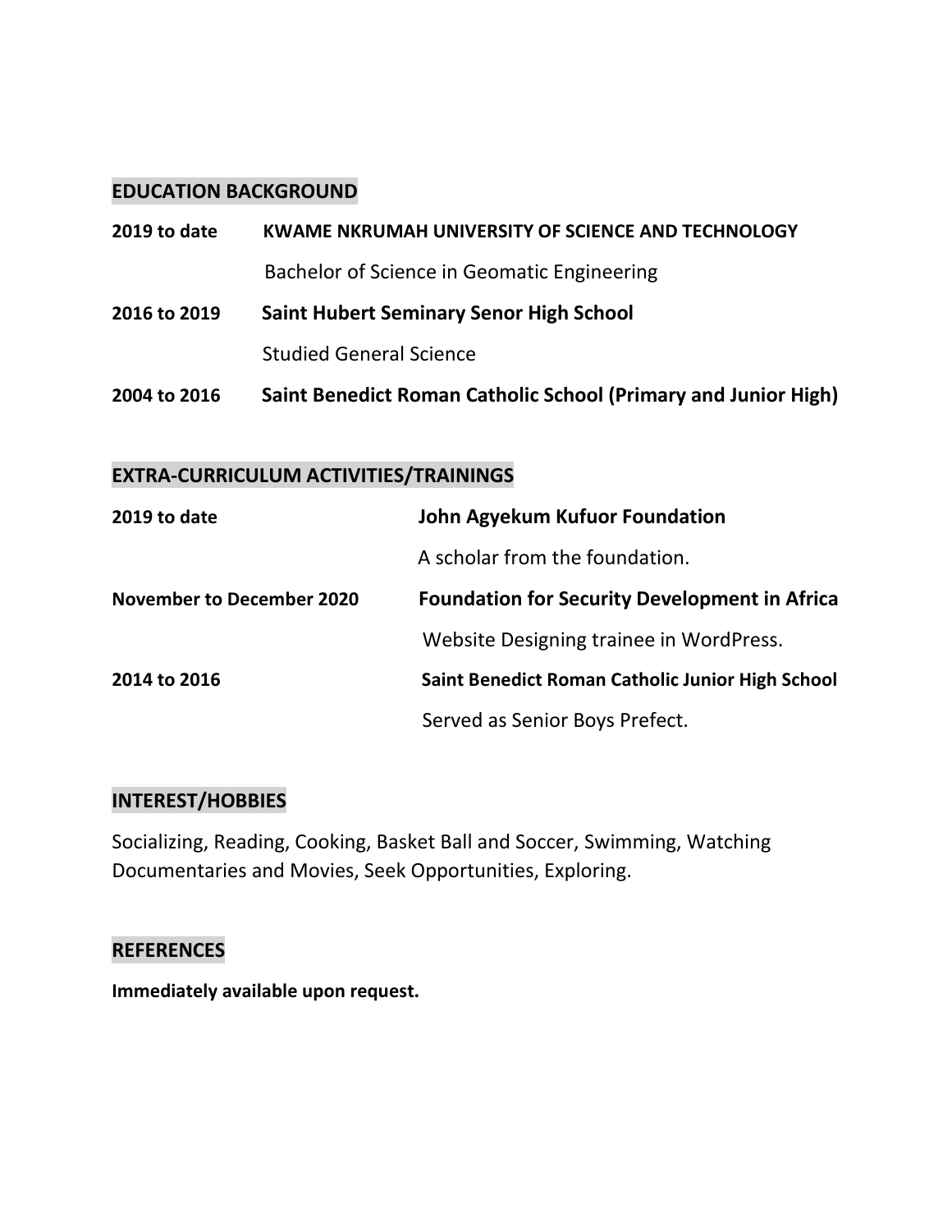## EDUCATION BACKGROUND

| | |
|---|---|
| **2019 to date** | **KWAME NKRUMAH UNIVERSITY OF SCIENCE AND TECHNOLOGY** |
| | Bachelor of Science in Geomatic Engineering |
| **2016 to 2019** | **Saint Hubert Seminary Senor High School** |
| | Studied General Science |
| **2004 to 2016** | **Saint Benedict Roman Catholic School (Primary and Junior High)** |

## EXTRA-CURRICULUM ACTIVITIES/TRAININGS

| | |
|---|---|
| **2019 to date** | **John Agyekum Kufuor Foundation** |
| | A scholar from the foundation. |
| **November to December 2020** | **Foundation for Security Development in Africa** |
| | Website Designing trainee in WordPress. |
| **2014 to 2016** | **Saint Benedict Roman Catholic Junior High School** |
| | Served as Senior Boys Prefect. |

## INTEREST/HOBBIES

Socializing, Reading, Cooking, Basket Ball and Soccer, Swimming, Watching Documentaries and Movies, Seek Opportunities, Exploring.

## REFERENCES

**Immediately available upon request.**